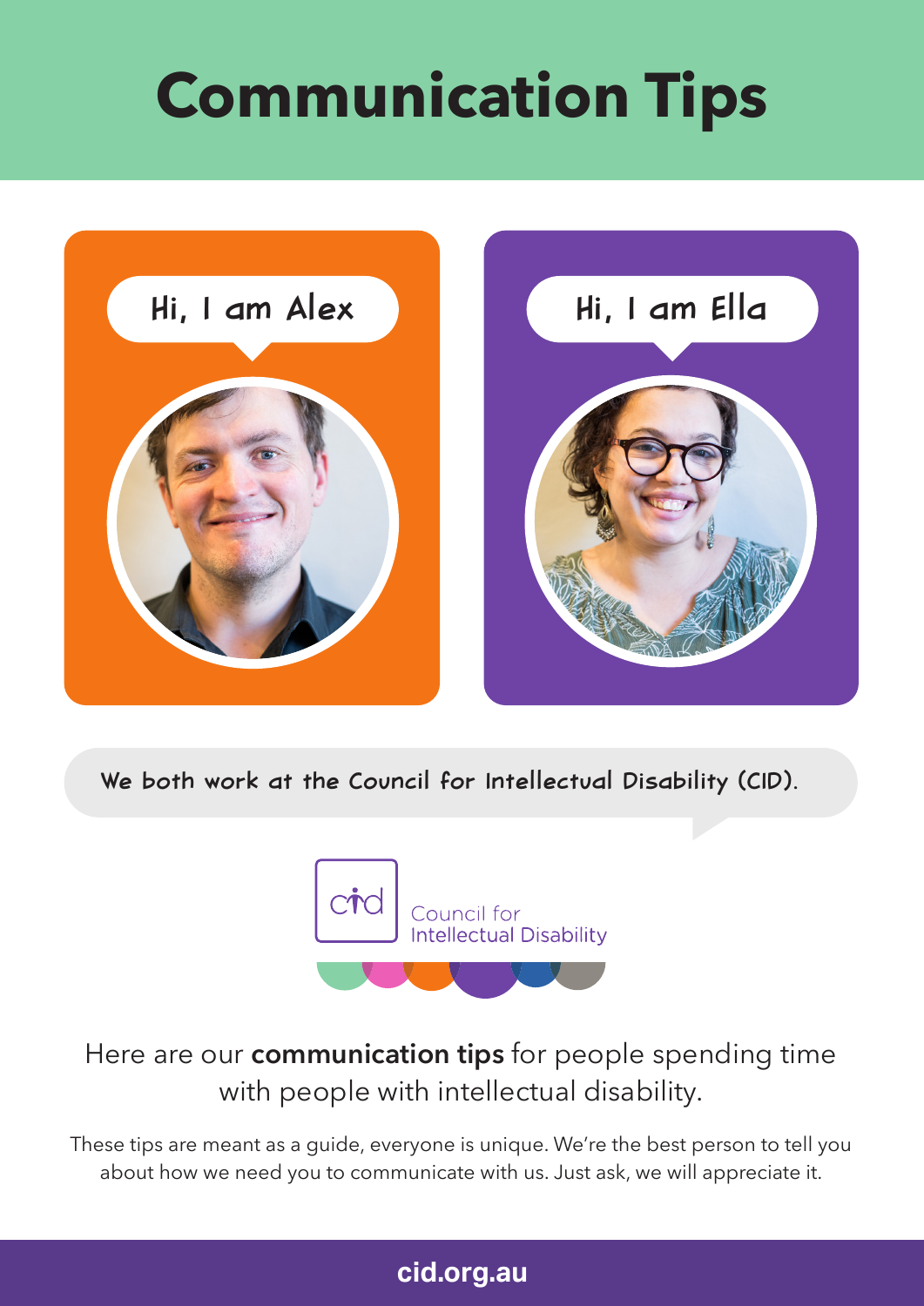# Communication Tips

Hi, I am Alex

Hi, I am Ella

We both work at the Council for Intellectual Disability (CID).

Council for Intellectual Disability

Here are our **communication tips** for people spending time with people with intellectual disability.

These tips are meant as a guide, everyone is unique. We're the best person to tell you about how we need you to communicate with us. Just ask, we will appreciate it.

cid.org.au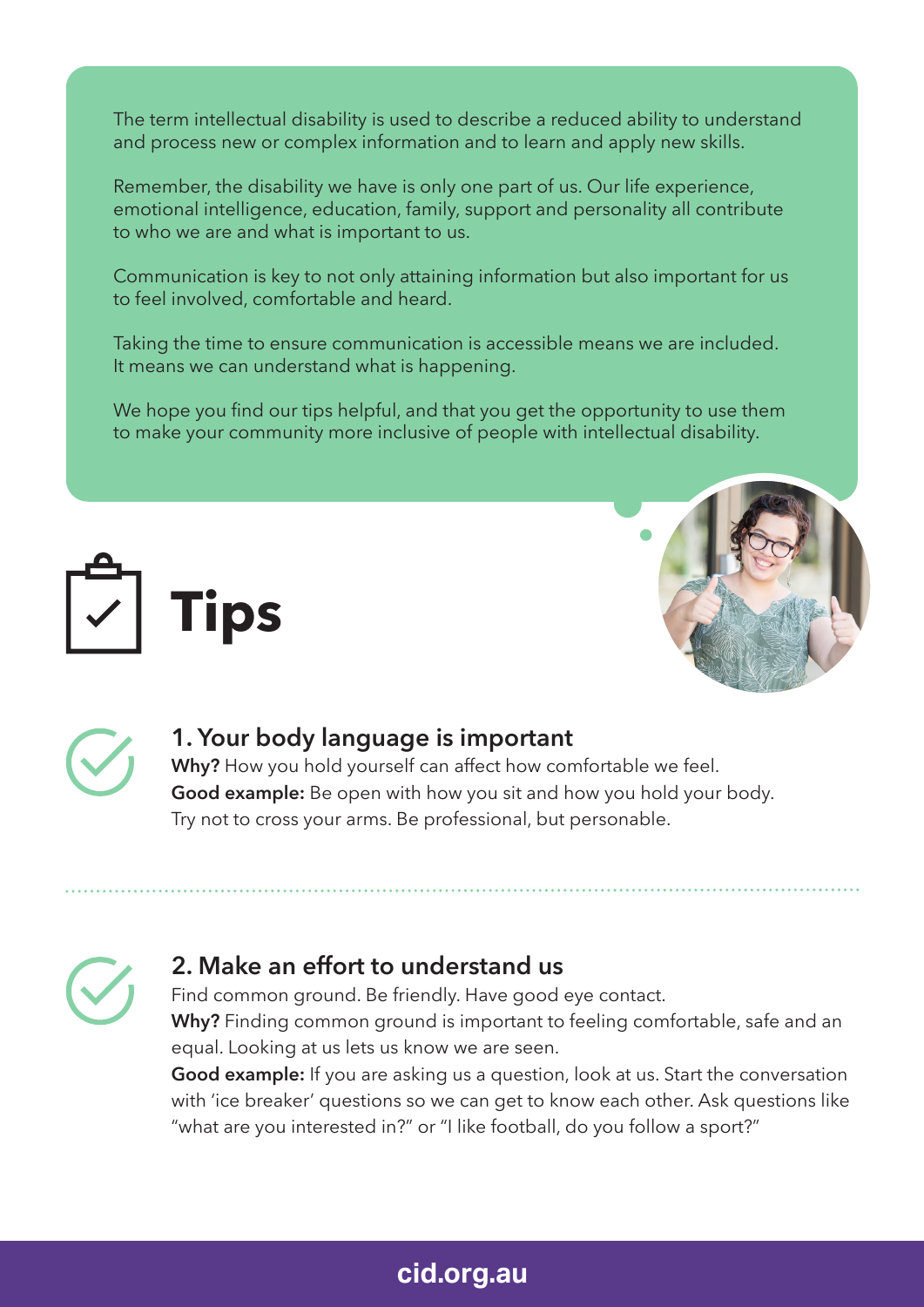The term intellectual disability is used to describe a reduced ability to understand and process new or complex information and to learn and apply new skills.

Remember, the disability we have is only one part of us. Our life experience, emotional intelligence, education, family, support and personality all contribute to who we are and what is important to us.

Communication is key to not only attaining information but also important for us to feel involved, comfortable and heard.

Taking the time to ensure communication is accessible means we are included. It means we can understand what is happening.

We hope you find our tips helpful, and that you get the opportunity to use them to make your community more inclusive of people with intellectual disability.

# Tips

## 1. Your body language is important

**Why?** How you hold yourself can affect how comfortable we feel.
**Good example:** Be open with how you sit and how you hold your body. Try not to cross your arms. Be professional, but personable.

## 2. Make an effort to understand us

Find common ground. Be friendly. Have good eye contact.
**Why?** Finding common ground is important to feeling comfortable, safe and an equal. Looking at us lets us know we are seen.
**Good example:** If you are asking us a question, look at us. Start the conversation with 'ice breaker' questions so we can get to know each other. Ask questions like "what are you interested in?" or "I like football, do you follow a sport?"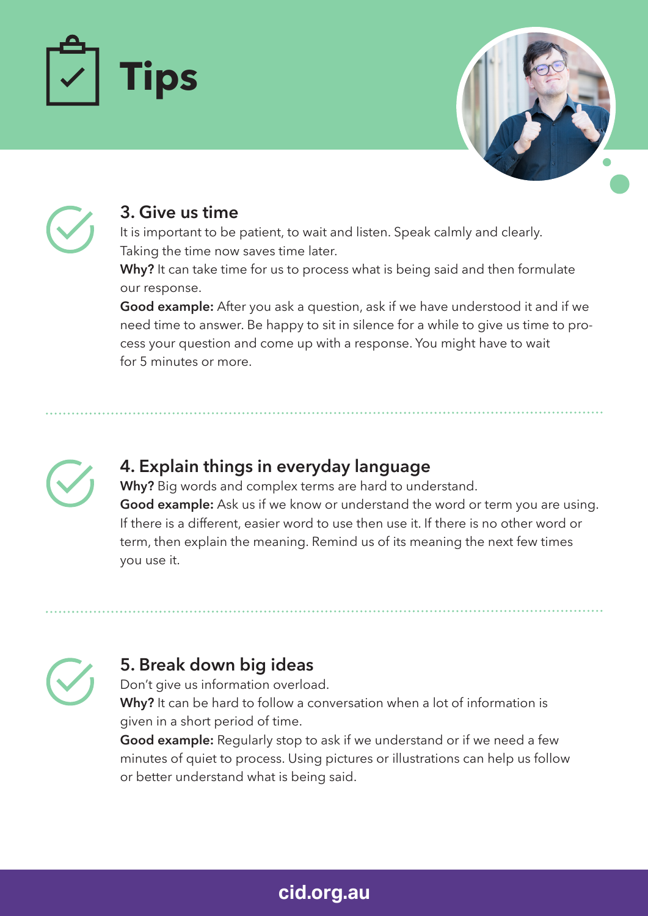# Tips

### 3. Give us time

It is important to be patient, to wait and listen. Speak calmly and clearly. Taking the time now saves time later.

**Why?** It can take time for us to process what is being said and then formulate our response.

**Good example:** After you ask a question, ask if we have understood it and if we need time to answer. Be happy to sit in silence for a while to give us time to process your question and come up with a response. You might have to wait for 5 minutes or more.

### 4. Explain things in everyday language

**Why?** Big words and complex terms are hard to understand.

**Good example:** Ask us if we know or understand the word or term you are using. If there is a different, easier word to use then use it. If there is no other word or term, then explain the meaning. Remind us of its meaning the next few times you use it.

### 5. Break down big ideas

Don't give us information overload.

**Why?** It can be hard to follow a conversation when a lot of information is given in a short period of time.

**Good example:** Regularly stop to ask if we understand or if we need a few minutes of quiet to process. Using pictures or illustrations can help us follow or better understand what is being said.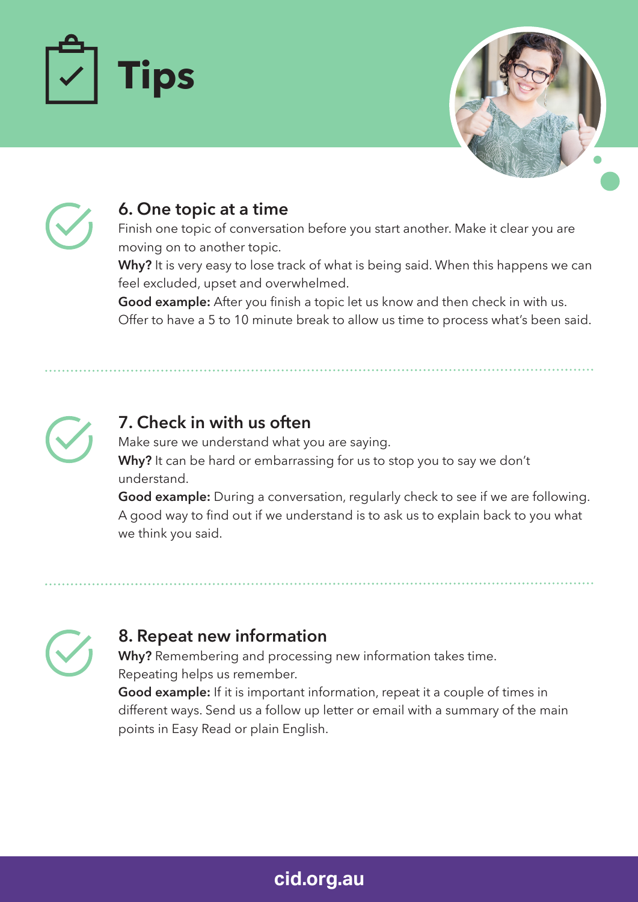# Tips

## 6. One topic at a time

Finish one topic of conversation before you start another. Make it clear you are moving on to another topic.

**Why?** It is very easy to lose track of what is being said. When this happens we can feel excluded, upset and overwhelmed.

**Good example:** After you finish a topic let us know and then check in with us. Offer to have a 5 to 10 minute break to allow us time to process what's been said.

## 7. Check in with us often

Make sure we understand what you are saying.

**Why?** It can be hard or embarrassing for us to stop you to say we don't understand.

**Good example:** During a conversation, regularly check to see if we are following. A good way to find out if we understand is to ask us to explain back to you what we think you said.

## 8. Repeat new information

**Why?** Remembering and processing new information takes time. Repeating helps us remember.

**Good example:** If it is important information, repeat it a couple of times in different ways. Send us a follow up letter or email with a summary of the main points in Easy Read or plain English.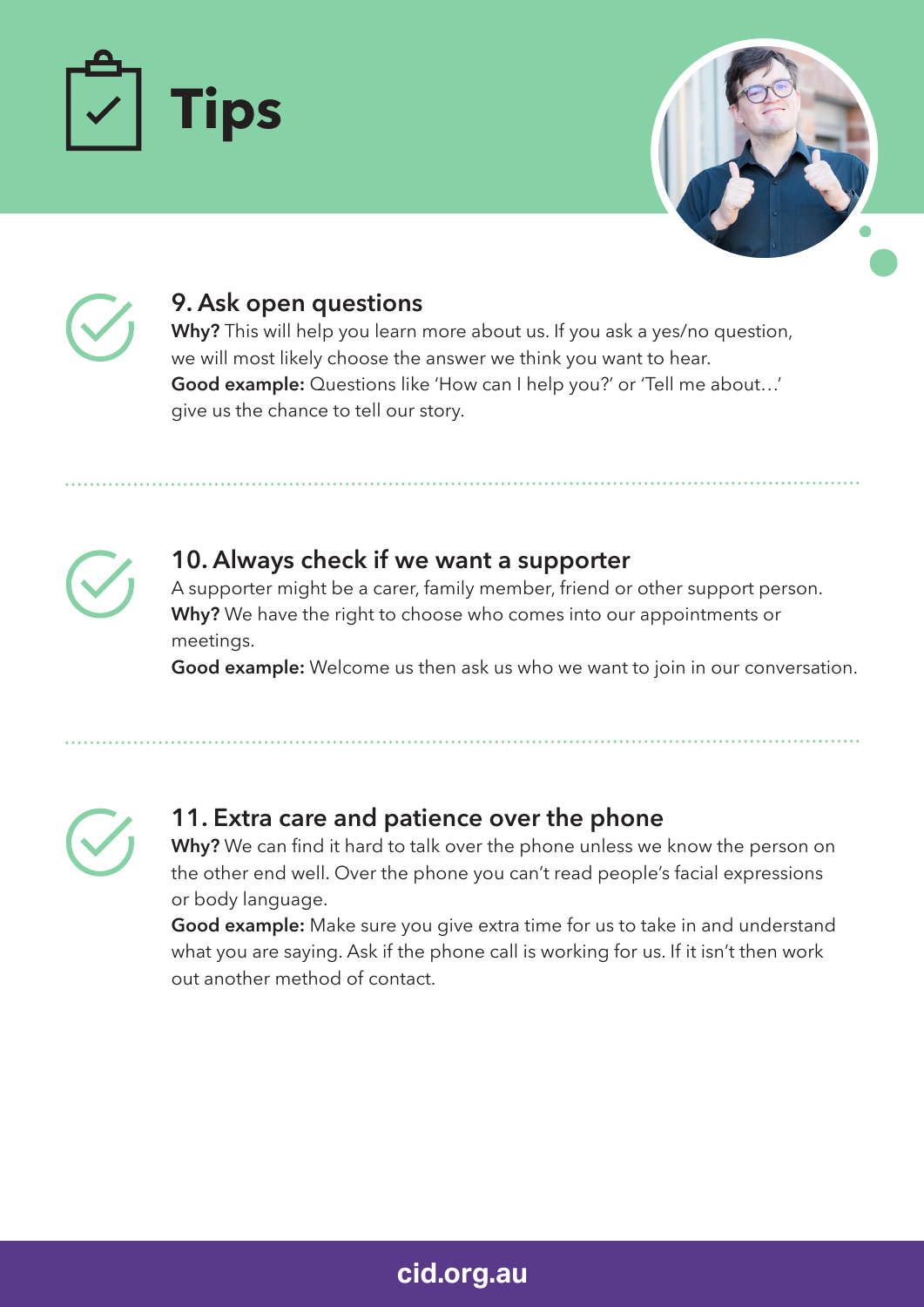# Tips

### 9. Ask open questions

**Why?** This will help you learn more about us. If you ask a yes/no question, we will most likely choose the answer we think you want to hear.
**Good example:** Questions like 'How can I help you?' or 'Tell me about…' give us the chance to tell our story.

### 10. Always check if we want a supporter

A supporter might be a carer, family member, friend or other support person.
**Why?** We have the right to choose who comes into our appointments or meetings.
**Good example:** Welcome us then ask us who we want to join in our conversation.

### 11. Extra care and patience over the phone

**Why?** We can find it hard to talk over the phone unless we know the person on the other end well. Over the phone you can't read people's facial expressions or body language.
**Good example:** Make sure you give extra time for us to take in and understand what you are saying. Ask if the phone call is working for us. If it isn't then work out another method of contact.

cid.org.au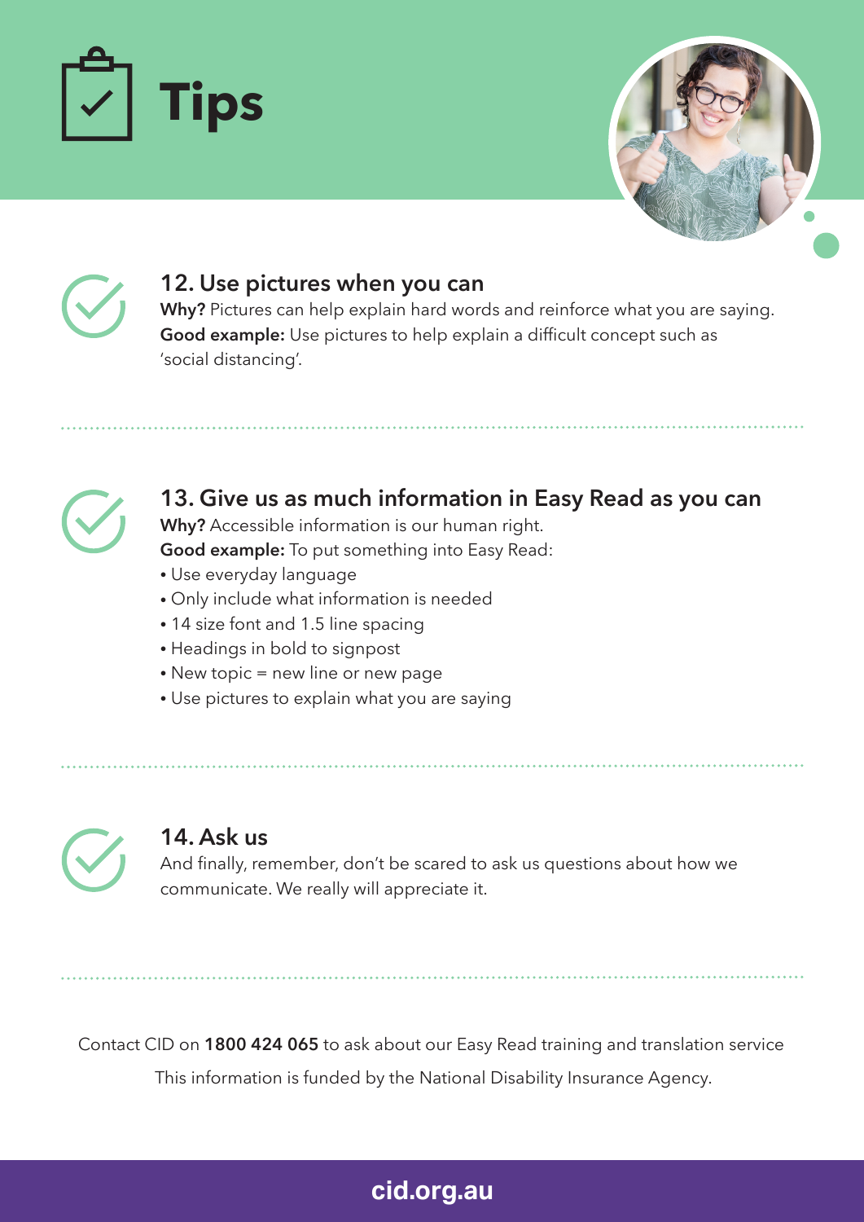# Tips

### 12. Use pictures when you can

**Why?** Pictures can help explain hard words and reinforce what you are saying.
**Good example:** Use pictures to help explain a difficult concept such as 'social distancing'.

### 13. Give us as much information in Easy Read as you can

**Why?** Accessible information is our human right.
**Good example:** To put something into Easy Read:

- Use everyday language
- Only include what information is needed
- 14 size font and 1.5 line spacing
- Headings in bold to signpost
- New topic = new line or new page
- Use pictures to explain what you are saying

### 14. Ask us

And finally, remember, don't be scared to ask us questions about how we communicate. We really will appreciate it.

Contact CID on **1800 424 065** to ask about our Easy Read training and translation service

This information is funded by the National Disability Insurance Agency.

**cid.org.au**